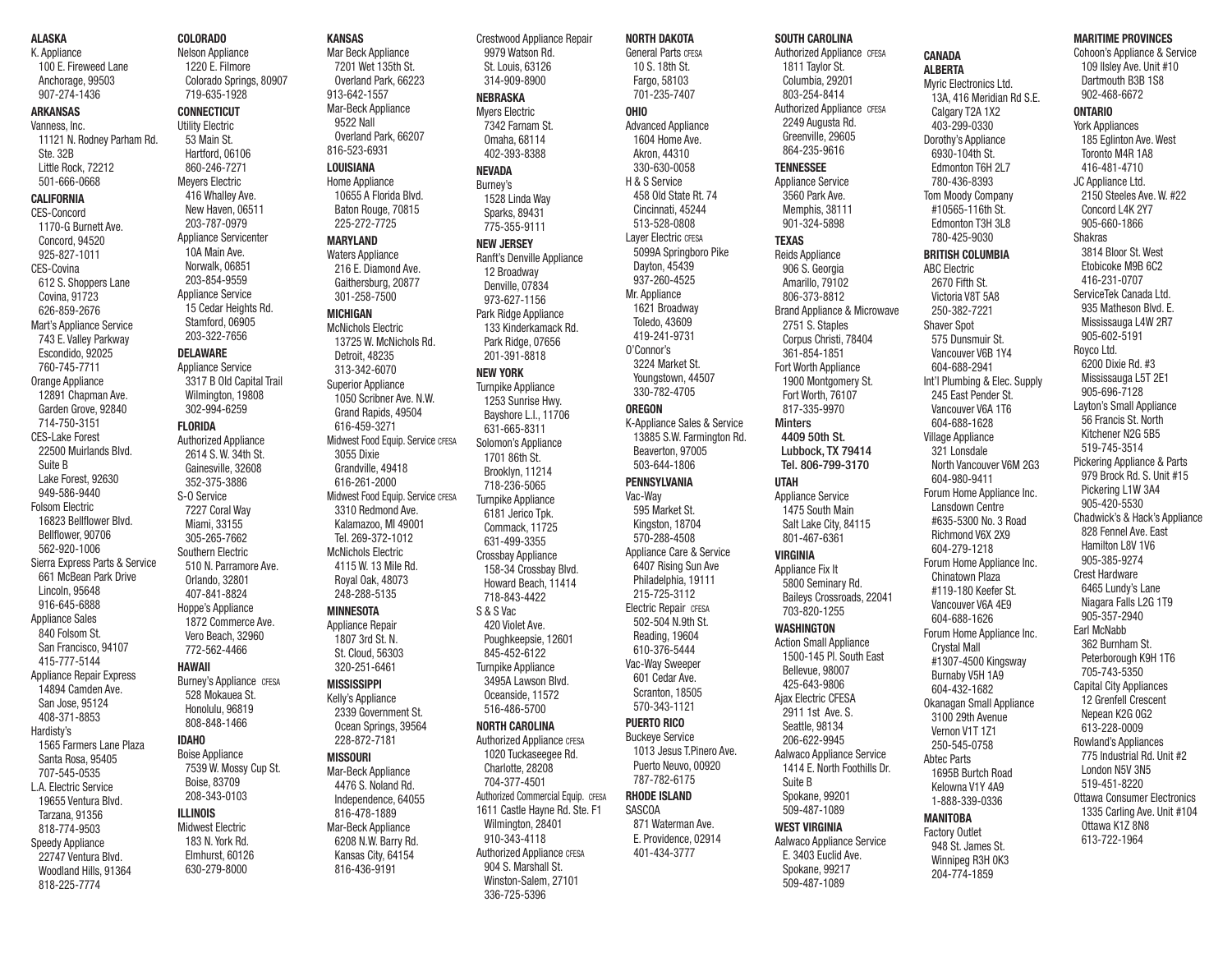## ALASKA

K. Appliance
100 E. Fireweed Lane
Anchorage, 99503
907-274-1436

## ARKANSAS

Vanness, Inc.
11121 N. Rodney Parham Rd.
Ste. 32B
Little Rock, 72212
501-666-0668

## CALIFORNIA

CES-Concord
1170-G Burnett Ave.
Concord, 94520
925-827-1011

CES-Covina
612 S. Shoppers Lane
Covina, 91723
626-859-2676

Mart's Appliance Service
743 E. Valley Parkway
Escondido, 92025
760-745-7711

Orange Appliance
12891 Chapman Ave.
Garden Grove, 92840
714-750-3151

CES-Lake Forest
22500 Muirlands Blvd.
Suite B
Lake Forest, 92630
949-586-9440

Folsom Electric
16823 Bellflower Blvd.
Bellflower, 90706
562-920-1006

Sierra Express Parts & Service
661 McBean Park Drive
Lincoln, 95648
916-645-6888

Appliance Sales
840 Folsom St.
San Francisco, 94107
415-777-5144

Appliance Repair Express
14894 Camden Ave.
San Jose, 95124
408-371-8853

Hardisty's
1565 Farmers Lane Plaza
Santa Rosa, 95405
707-545-0535

L.A. Electric Service
19655 Ventura Blvd.
Tarzana, 91356
818-774-9503

Speedy Appliance
22747 Ventura Blvd.
Woodland Hills, 91364
818-225-7774

## COLORADO

Nelson Appliance
1220 E. Filmore
Colorado Springs, 80907
719-635-1928

## CONNECTICUT

Utility Electric
53 Main St.
Hartford, 06106
860-246-7271

Meyers Electric
416 Whalley Ave.
New Haven, 06511
203-787-0979

Appliance Servicenter
10A Main Ave.
Norwalk, 06851
203-854-9559

Appliance Service
15 Cedar Heights Rd.
Stamford, 06905
203-322-7656

## DELAWARE

Appliance Service
3317 B Old Capital Trail
Wilmington, 19808
302-994-6259

## FLORIDA

Authorized Appliance
2614 S. W. 34th St.
Gainesville, 32608
352-375-3886

S-O Service
7227 Coral Way
Miami, 33155
305-265-7662

Southern Electric
510 N. Parramore Ave.
Orlando, 32801
407-841-8824

Hoppe's Appliance
1872 Commerce Ave.
Vero Beach, 32960
772-562-4466

## HAWAII

Burney's Appliance CFESA
528 Mokauea St.
Honolulu, 96819
808-848-1466

## IDAHO

Boise Appliance
7539 W. Mossy Cup St.
Boise, 83709
208-343-0103

## ILLINOIS

Midwest Electric
183 N. York Rd.
Elmhurst, 60126
630-279-8000

## KANSAS

Mar Beck Appliance
7201 Wet 135th St.
Overland Park, 66223
913-642-1557

Mar-Beck Appliance
9522 Nall
Overland Park, 66207
816-523-6931

## LOUISIANA

Home Appliance
10655 A Florida Blvd.
Baton Rouge, 70815
225-272-7725

## MARYLAND

Waters Appliance
216 E. Diamond Ave.
Gaithersburg, 20877
301-258-7500

## MICHIGAN

McNichols Electric
13725 W. McNichols Rd.
Detroit, 48235
313-342-6070

Superior Appliance
1050 Scribner Ave. N.W.
Grand Rapids, 49504
616-459-3271

Midwest Food Equip. Service CFESA
3055 Dixie
Grandville, 49418
616-261-2000

Midwest Food Equip. Service CFESA
3310 Redmond Ave.
Kalamazoo, MI 49001
Tel. 269-372-1012

McNichols Electric
4115 W. 13 Mile Rd.
Royal Oak, 48073
248-288-5135

## MINNESOTA

Appliance Repair
1807 3rd St. N.
St. Cloud, 56303
320-251-6461

## MISSISSIPPI

Kelly's Appliance
2339 Government St.
Ocean Springs, 39564
228-872-7181

## MISSOURI

Mar-Beck Appliance
4476 S. Noland Rd.
Independence, 64055
816-478-1889

Mar-Beck Appliance
6208 N.W. Barry Rd.
Kansas City, 64154
816-436-9191

Crestwood Appliance Repair
9979 Watson Rd.
St. Louis, 63126
314-909-8900

## NEBRASKA

Myers Electric
7342 Farnam St.
Omaha, 68114
402-393-8388

## NEVADA

Burney's
1528 Linda Way
Sparks, 89431
775-355-9111

## NEW JERSEY

Ranft's Denville Appliance
12 Broadway
Denville, 07834
973-627-1156

Park Ridge Appliance
133 Kinderkamack Rd.
Park Ridge, 07656
201-391-8818

## NEW YORK

Turnpike Appliance
1253 Sunrise Hwy.
Bayshore L.I., 11706
631-665-8311

Solomon's Appliance
1701 86th St.
Brooklyn, 11214
718-236-5065

Turnpike Appliance
6181 Jerico Tpk.
Commack, 11725
631-499-3355

Crossbay Appliance
158-34 Crossbay Blvd.
Howard Beach, 11414
718-843-4422

S & S Vac
420 Violet Ave.
Poughkeepsie, 12601
845-452-6122

Turnpike Appliance
3495A Lawson Blvd.
Oceanside, 11572
516-486-5700

## NORTH CAROLINA

Authorized Appliance CFESA
1020 Tuckaseegee Rd.
Charlotte, 28208
704-377-4501

Authorized Commercial Equip. CFESA
1611 Castle Hayne Rd. Ste. F1
Wilmington, 28401
910-343-4118

Authorized Appliance CFESA
904 S. Marshall St.
Winston-Salem, 27101
336-725-5396

## NORTH DAKOTA

General Parts CFESA
10 S. 18th St.
Fargo, 58103
701-235-7407

## OHIO

Advanced Appliance
1604 Home Ave.
Akron, 44310
330-630-0058

H & S Service
458 Old State Rt. 74
Cincinnati, 45244
513-528-0808

Layer Electric CFESA
5099A Springboro Pike
Dayton, 45439
937-260-4525

Mr. Appliance
1621 Broadway
Toledo, 43609
419-241-9731

O'Connor's
3224 Market St.
Youngstown, 44507
330-782-4705

## OREGON

K-Appliance Sales & Service
13885 S.W. Farmington Rd.
Beaverton, 97005
503-644-1806

## PENNSYLVANIA

Vac-Way
595 Market St.
Kingston, 18704
570-288-4508

Appliance Care & Service
6407 Rising Sun Ave
Philadelphia, 19111
215-725-3112

Electric Repair CFESA
502-504 N.9th St.
Reading, 19604
610-376-5444

Vac-Way Sweeper
601 Cedar Ave.
Scranton, 18505
570-343-1121

## PUERTO RICO

Buckeye Service
1013 Jesus T.Pinero Ave.
Puerto Neuvo, 00920
787-782-6175

## RHODE ISLAND

SASCOA
871 Waterman Ave.
E. Providence, 02914
401-434-3777

## SOUTH CAROLINA

Authorized Appliance CFESA
1811 Taylor St.
Columbia, 29201
803-254-8414

Authorized Appliance CFESA
2249 Augusta Rd.
Greenville, 29605
864-235-9616

## TENNESSEE

Appliance Service
3560 Park Ave.
Memphis, 38111
901-324-5898

## TEXAS

Reids Appliance
906 S. Georgia
Amarillo, 79102
806-373-8812

Brand Appliance & Microwave
2751 S. Staples
Corpus Christi, 78404
361-854-1851

Fort Worth Appliance
1900 Montgomery St.
Fort Worth, 76107
817-335-9970

**Minters**
**4409 50th St.**
**Lubbock, TX 79414**
**Tel. 806-799-3170**

## UTAH

Appliance Service
1475 South Main
Salt Lake City, 84115
801-467-6361

## VIRGINIA

Appliance Fix It
5800 Seminary Rd.
Baileys Crossroads, 22041
703-820-1255

## WASHINGTON

Action Small Appliance
1500-145 Pl. South East
Bellevue, 98007
425-643-9806

Ajax Electric CFESA
2911 1st Ave. S.
Seattle, 98134
206-622-9945

Aalwaco Appliance Service
1414 E. North Foothills Dr.
Suite B
Spokane, 99201
509-487-1089

## WEST VIRGINIA

Aalwaco Appliance Service
E. 3403 Euclid Ave.
Spokane, 99217
509-487-1089

# CANADA

## ALBERTA

Myric Electronics Ltd.
13A, 416 Meridian Rd S.E.
Calgary T2A 1X2
403-299-0330

Dorothy's Appliance
6930-104th St.
Edmonton T6H 2L7
780-436-8393

Tom Moody Company
#10565-116th St.
Edmonton T3H 3L8
780-425-9030

## BRITISH COLUMBIA

ABC Electric
2670 Fifth St.
Victoria V8T 5A8
250-382-7221

Shaver Spot
575 Dunsmuir St.
Vancouver V6B 1Y4
604-688-2941

Int'l Plumbing & Elec. Supply
245 East Pender St.
Vancouver V6A 1T6
604-688-1628

Village Appliance
321 Lonsdale
North Vancouver V6M 2G3
604-980-9411

Forum Home Appliance Inc.
Lansdown Centre
#635-5300 No. 3 Road
Richmond V6X 2X9
604-279-1218

Forum Home Appliance Inc.
Chinatown Plaza
#119-180 Keefer St.
Vancouver V6A 4E9
604-688-1626

Forum Home Appliance Inc.
Crystal Mall
#1307-4500 Kingsway
Burnaby V5H 1A9
604-432-1682

Okanagan Small Appliance
3100 29th Avenue
Vernon V1T 1Z1
250-545-0758

Abtec Parts
1695B Burtch Road
Kelowna V1Y 4A9
1-888-339-0336

## MANITOBA

Factory Outlet
948 St. James St.
Winnipeg R3H 0K3
204-774-1859

## MARITIME PROVINCES

Cohoon's Appliance & Service
109 Ilsley Ave. Unit #10
Dartmouth B3B 1S8
902-468-6672

## ONTARIO

York Appliances
185 Eglinton Ave. West
Toronto M4R 1A8
416-481-4710

JC Appliance Ltd.
2150 Steeles Ave. W. #22
Concord L4K 2Y7
905-660-1866

Shakras
3814 Bloor St. West
Etobicoke M9B 6C2
416-231-0707

ServiceTek Canada Ltd.
935 Matheson Blvd. E.
Mississauga L4W 2R7
905-602-5191

Royco Ltd.
6200 Dixie Rd. #3
Mississauga L5T 2E1
905-696-7128

Layton's Small Appliance
56 Francis St. North
Kitchener N2G 5B5
519-745-3514

Pickering Appliance & Parts
979 Brock Rd. S. Unit #15
Pickering L1W 3A4
905-420-5530

Chadwick's & Hack's Appliance
828 Fennel Ave. East
Hamilton L8V 1V6
905-385-9274

Crest Hardware
6465 Lundy's Lane
Niagara Falls L2G 1T9
905-357-2940

Earl McNabb
362 Burnham St.
Peterborough K9H 1T6
705-743-5350

Capital City Appliances
12 Grenfell Crescent
Nepean K2G 0G2
613-228-0009

Rowland's Appliances
775 Industrial Rd. Unit #2
London N5V 3N5
519-451-8220

Ottawa Consumer Electronics
1335 Carling Ave. Unit #104
Ottawa K1Z 8N8
613-722-1964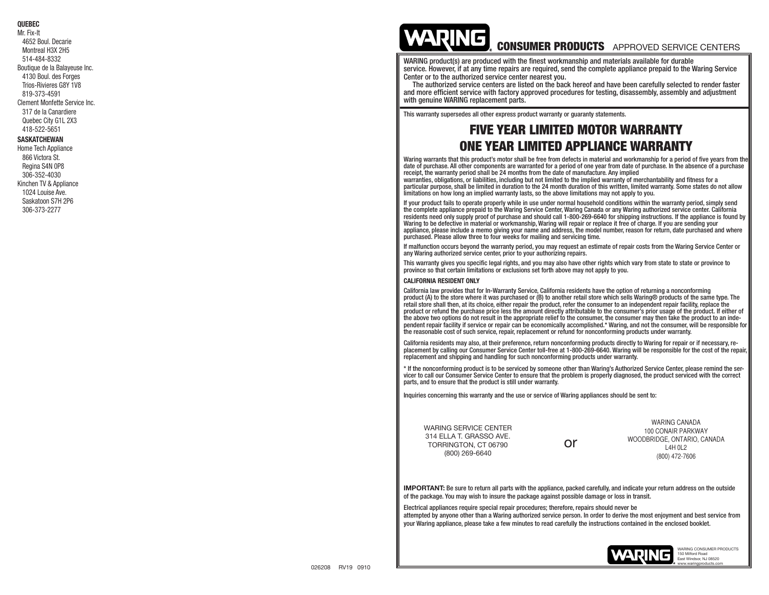**QUEBEC**

Mr. Fix-It
4652 Boul. Decarie
Montreal H3X 2H5
514-484-8332

Boutique de la Balayeuse Inc.
4130 Boul. des Forges
Trios-Rivieres G8Y 1V8
819-373-4591

Clement Monfette Service Inc.
317 de la Canardiere
Quebec City G1L 2X3
418-522-5651

**SASKATCHEWAN**

Home Tech Appliance
866 Victora St.
Regina S4N 0P8
306-352-4030

Kinchen TV & Appliance
1024 Louise Ave.
Saskatoon S7H 2P6
306-373-2277

026208 RV19 0910

WARING® **CONSUMER PRODUCTS** APPROVED SERVICE CENTERS

WARING product(s) are produced with the finest workmanship and materials available for durable service. However, if at any time repairs are required, send the complete appliance prepaid to the Waring Service Center or to the authorized service center nearest you.

The authorized service centers are listed on the back hereof and have been carefully selected to render faster and more efficient service with factory approved procedures for testing, disassembly, assembly and adjustment with genuine WARING replacement parts.

This warranty supersedes all other express product warranty or guaranty statements.

# FIVE YEAR LIMITED MOTOR WARRANTY
# ONE YEAR LIMITED APPLIANCE WARRANTY

Waring warrants that this product's motor shall be free from defects in material and workmanship for a period of five years from the date of purchase. All other components are warranted for a period of one year from date of purchase. In the absence of a purchase receipt, the warranty period shall be 24 months from the date of manufacture. Any implied warranties, obligations, or liabilities, including but not limited to the implied warranty of merchantability and fitness for a particular purpose, shall be limited in duration to the 24 month duration of this written, limited warranty. Some states do not allow limitations on how long an implied warranty lasts, so the above limitations may not apply to you.

If your product fails to operate properly while in use under normal household conditions within the warranty period, simply send the complete appliance prepaid to the Waring Service Center, Waring Canada or any Waring authorized service center. California residents need only supply proof of purchase and should call 1-800-269-6640 for shipping instructions. If the appliance is found by Waring to be defective in material or workmanship, Waring will repair or replace it free of charge. If you are sending your appliance, please include a memo giving your name and address, the model number, reason for return, date purchased and where purchased. Please allow three to four weeks for mailing and servicing time.

If malfunction occurs beyond the warranty period, you may request an estimate of repair costs from the Waring Service Center or any Waring authorized service center, prior to your authorizing repairs.

This warranty gives you specific legal rights, and you may also have other rights which vary from state to state or province to province so that certain limitations or exclusions set forth above may not apply to you.

**CALIFORNIA RESIDENT ONLY**

California law provides that for In-Warranty Service, California residents have the option of returning a nonconforming product (A) to the store where it was purchased or (B) to another retail store which sells Waring® products of the same type. The retail store shall then, at its choice, either repair the product, refer the consumer to an independent repair facility, replace the product or refund the purchase price less the amount directly attributable to the consumer's prior usage of the product. If either of the above two options do not result in the appropriate relief to the consumer, the consumer may then take the product to an independent repair facility if service or repair can be economically accomplished.* Waring, and not the consumer, will be responsible for the reasonable cost of such service, repair, replacement or refund for nonconforming products under warranty.

California residents may also, at their preference, return nonconforming products directly to Waring for repair or if necessary, replacement by calling our Consumer Service Center toll-free at 1-800-269-6640. Waring will be responsible for the cost of the repair, replacement and shipping and handling for such nonconforming products under warranty.

* If the nonconforming product is to be serviced by someone other than Waring's Authorized Service Center, please remind the servicer to call our Consumer Service Center to ensure that the problem is properly diagnosed, the product serviced with the correct parts, and to ensure that the product is still under warranty.

Inquiries concerning this warranty and the use or service of Waring appliances should be sent to:

WARING SERVICE CENTER
314 ELLA T. GRASSO AVE.
TORRINGTON, CT 06790
(800) 269-6640

or

WARING CANADA
100 CONAIR PARKWAY
WOODBRIDGE, ONTARIO, CANADA
L4H 0L2
(800) 472-7606

**IMPORTANT:** Be sure to return all parts with the appliance, packed carefully, and indicate your return address on the outside of the package. You may wish to insure the package against possible damage or loss in transit.

Electrical appliances require special repair procedures; therefore, repairs should never be attempted by anyone other than a Waring authorized service person. In order to derive the most enjoyment and best service from your Waring appliance, please take a few minutes to read carefully the instructions contained in the enclosed booklet.

WARING®

WARING CONSUMER PRODUCTS
150 Milford Road
East Windsor, NJ 08520
www.waringproducts.com